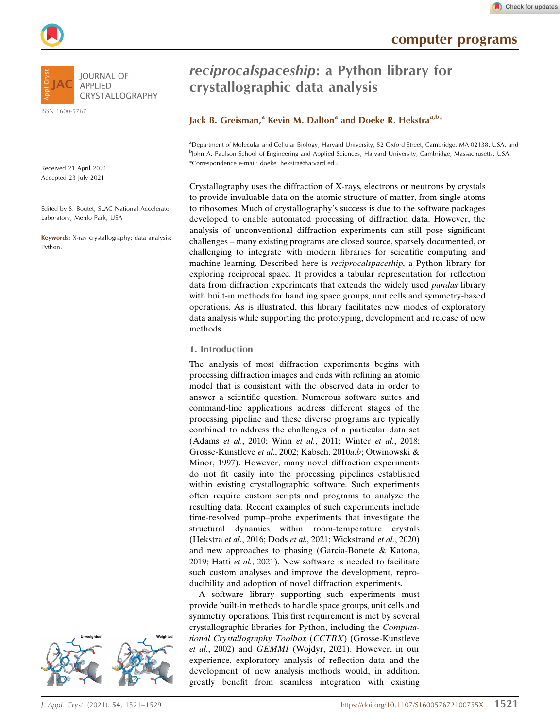# *reciprocalspaceship*: a Python library for crystallographic data analysis

**Jack B. Greisman,[a] Kevin M. Dalton[a] and Doeke R. Hekstra[a,b]***

[a]Department of Molecular and Cellular Biology, Harvard University, 52 Oxford Street, Cambridge, MA 02138, USA, and [b]John A. Paulson School of Engineering and Applied Sciences, Harvard University, Cambridge, Massachusetts, USA. *Correspondence e-mail: doeke_hekstra@harvard.edu

Received 21 April 2021
Accepted 23 July 2021

Edited by S. Boutet, SLAC National Accelerator Laboratory, Menlo Park, USA

**Keywords:** X-ray crystallography; data analysis; Python.

Crystallography uses the diffraction of X-rays, electrons or neutrons by crystals to provide invaluable data on the atomic structure of matter, from single atoms to ribosomes. Much of crystallography's success is due to the software packages developed to enable automated processing of diffraction data. However, the analysis of unconventional diffraction experiments can still pose significant challenges – many existing programs are closed source, sparsely documented, or challenging to integrate with modern libraries for scientific computing and machine learning. Described here is *reciprocalspaceship*, a Python library for exploring reciprocal space. It provides a tabular representation for reflection data from diffraction experiments that extends the widely used *pandas* library with built-in methods for handling space groups, unit cells and symmetry-based operations. As is illustrated, this library facilitates new modes of exploratory data analysis while supporting the prototyping, development and release of new methods.

## 1. Introduction

The analysis of most diffraction experiments begins with processing diffraction images and ends with refining an atomic model that is consistent with the observed data in order to answer a scientific question. Numerous software suites and command-line applications address different stages of the processing pipeline and these diverse programs are typically combined to address the challenges of a particular data set (Adams *et al.*, 2010; Winn *et al.*, 2011; Winter *et al.*, 2018; Grosse-Kunstleve *et al.*, 2002; Kabsch, 2010*a*,*b*; Otwinowski & Minor, 1997). However, many novel diffraction experiments do not fit easily into the processing pipelines established within existing crystallographic software. Such experiments often require custom scripts and programs to analyze the resulting data. Recent examples of such experiments include time-resolved pump–probe experiments that investigate the structural dynamics within room-temperature crystals (Hekstra *et al.*, 2016; Dods *et al.*, 2021; Wickstrand *et al.*, 2020) and new approaches to phasing (Garcia-Bonete & Katona, 2019; Hatti *et al.*, 2021). New software is needed to facilitate such custom analyses and improve the development, reproducibility and adoption of novel diffraction experiments.

A software library supporting such experiments must provide built-in methods to handle space groups, unit cells and symmetry operations. This first requirement is met by several crystallographic libraries for Python, including the *Computational Crystallography Toolbox* (*CCTBX*) (Grosse-Kunstleve *et al.*, 2002) and *GEMMI* (Wojdyr, 2021). However, in our experience, exploratory analysis of reflection data and the development of new analysis methods would, in addition, greatly benefit from seamless integration with existing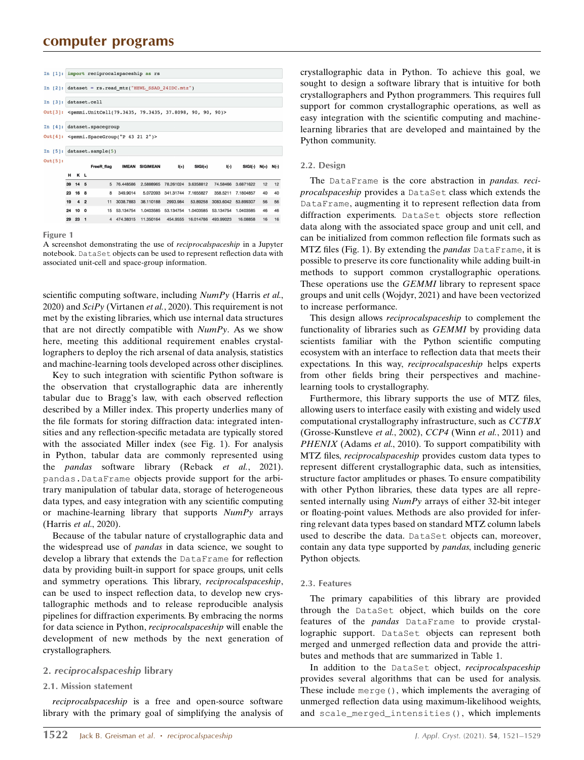```
In [1]: import reciprocalspaceship as rs

In [2]: dataset = rs.read_mtz("HEWL_SSAD_24IDC.mtz")

In [3]: dataset.cell
Out[3]: <gemmi.UnitCell(79.3435, 79.3435, 37.8098, 90, 90, 90)>

In [4]: dataset.spacegroup
Out[4]: <gemmi.SpaceGroup("P 43 21 2")>

In [5]: dataset.sample(5)
Out[5]:
```

| H | K | L | FreeR_flag | IMEAN | SIGIMEAN | I(+) | SIGI(+) | I(-) | SIGI(-) | N(+) | N(-) |
|---|---|---|---|---|---|---|---|---|---|---|---|
| 39 | 14 | 5 | 5 | 76.448586 | 2.5888965 | 78.261024 | 3.6358812 | 74.58466 | 3.6871622 | 12 | 12 |
| 23 | 16 | 8 | 8 | 349.9014 | 5.072093 | 341.31744 | 7.1655827 | 358.5211 | 7.1804857 | 40 | 40 |
| 19 | 4 | 2 | 11 | 3038.7883 | 38.110188 | 2993.984 | 53.89258 | 3083.6042 | 53.899307 | 56 | 56 |
| 24 | 10 | 0 | 15 | 53.134754 | 1.0403585 | 53.134754 | 1.0403585 | 53.134754 | 1.0403585 | 46 | 46 |
| 29 | 23 | 1 | 4 | 474.38315 | 11.350164 | 454.9555 | 16.014786 | 493.99023 | 16.08858 | 16 | 16 |

**Figure 1**
A screenshot demonstrating the use of *reciprocalspaceship* in a Jupyter notebook. DataSet objects can be used to represent reflection data with associated unit-cell and space-group information.

scientific computing software, including *NumPy* (Harris *et al.*, 2020) and *SciPy* (Virtanen *et al.*, 2020). This requirement is not met by the existing libraries, which use internal data structures that are not directly compatible with *NumPy*. As we show here, meeting this additional requirement enables crystallographers to deploy the rich arsenal of data analysis, statistics and machine-learning tools developed across other disciplines.

Key to such integration with scientific Python software is the observation that crystallographic data are inherently tabular due to Bragg's law, with each observed reflection described by a Miller index. This property underlies many of the file formats for storing diffraction data: integrated intensities and any reflection-specific metadata are typically stored with the associated Miller index (see Fig. 1). For analysis in Python, tabular data are commonly represented using the *pandas* software library (Reback *et al.*, 2021). pandas.DataFrame objects provide support for the arbitrary manipulation of tabular data, storage of heterogeneous data types, and easy integration with any scientific computing or machine-learning library that supports *NumPy* arrays (Harris *et al.*, 2020).

Because of the tabular nature of crystallographic data and the widespread use of *pandas* in data science, we sought to develop a library that extends the DataFrame for reflection data by providing built-in support for space groups, unit cells and symmetry operations. This library, *reciprocalspaceship*, can be used to inspect reflection data, to develop new crystallographic methods and to release reproducible analysis pipelines for diffraction experiments. By embracing the norms for data science in Python, *reciprocalspaceship* will enable the development of new methods by the next generation of crystallographers.

## 2. *reciprocalspaceship* library

### 2.1. Mission statement

*reciprocalspaceship* is a free and open-source software library with the primary goal of simplifying the analysis of crystallographic data in Python. To achieve this goal, we sought to design a software library that is intuitive for both crystallographers and Python programmers. This requires full support for common crystallographic operations, as well as easy integration with the scientific computing and machine-learning libraries that are developed and maintained by the Python community.

### 2.2. Design

The DataFrame is the core abstraction in *pandas*. *reciprocalspaceship* provides a DataSet class which extends the DataFrame, augmenting it to represent reflection data from diffraction experiments. DataSet objects store reflection data along with the associated space group and unit cell, and can be initialized from common reflection file formats such as MTZ files (Fig. 1). By extending the *pandas* DataFrame, it is possible to preserve its core functionality while adding built-in methods to support common crystallographic operations. These operations use the *GEMMI* library to represent space groups and unit cells (Wojdyr, 2021) and have been vectorized to increase performance.

This design allows *reciprocalspaceship* to complement the functionality of libraries such as *GEMMI* by providing data scientists familiar with the Python scientific computing ecosystem with an interface to reflection data that meets their expectations. In this way, *reciprocalspaceship* helps experts from other fields bring their perspectives and machine-learning tools to crystallography.

Furthermore, this library supports the use of MTZ files, allowing users to interface easily with existing and widely used computational crystallography infrastructure, such as *CCTBX* (Grosse-Kunstleve *et al.*, 2002), *CCP4* (Winn *et al.*, 2011) and *PHENIX* (Adams *et al.*, 2010). To support compatibility with MTZ files, *reciprocalspaceship* provides custom data types to represent different crystallographic data, such as intensities, structure factor amplitudes or phases. To ensure compatibility with other Python libraries, these data types are all represented internally using *NumPy* arrays of either 32-bit integer or floating-point values. Methods are also provided for inferring relevant data types based on standard MTZ column labels used to describe the data. DataSet objects can, moreover, contain any data type supported by *pandas*, including generic Python objects.

### 2.3. Features

The primary capabilities of this library are provided through the DataSet object, which builds on the core features of the *pandas* DataFrame to provide crystallographic support. DataSet objects can represent both merged and unmerged reflection data and provide the attributes and methods that are summarized in Table 1.

In addition to the DataSet object, *reciprocalspaceship* provides several algorithms that can be used for analysis. These include merge(), which implements the averaging of unmerged reflection data using maximum-likelihood weights, and scale_merged_intensities(), which implements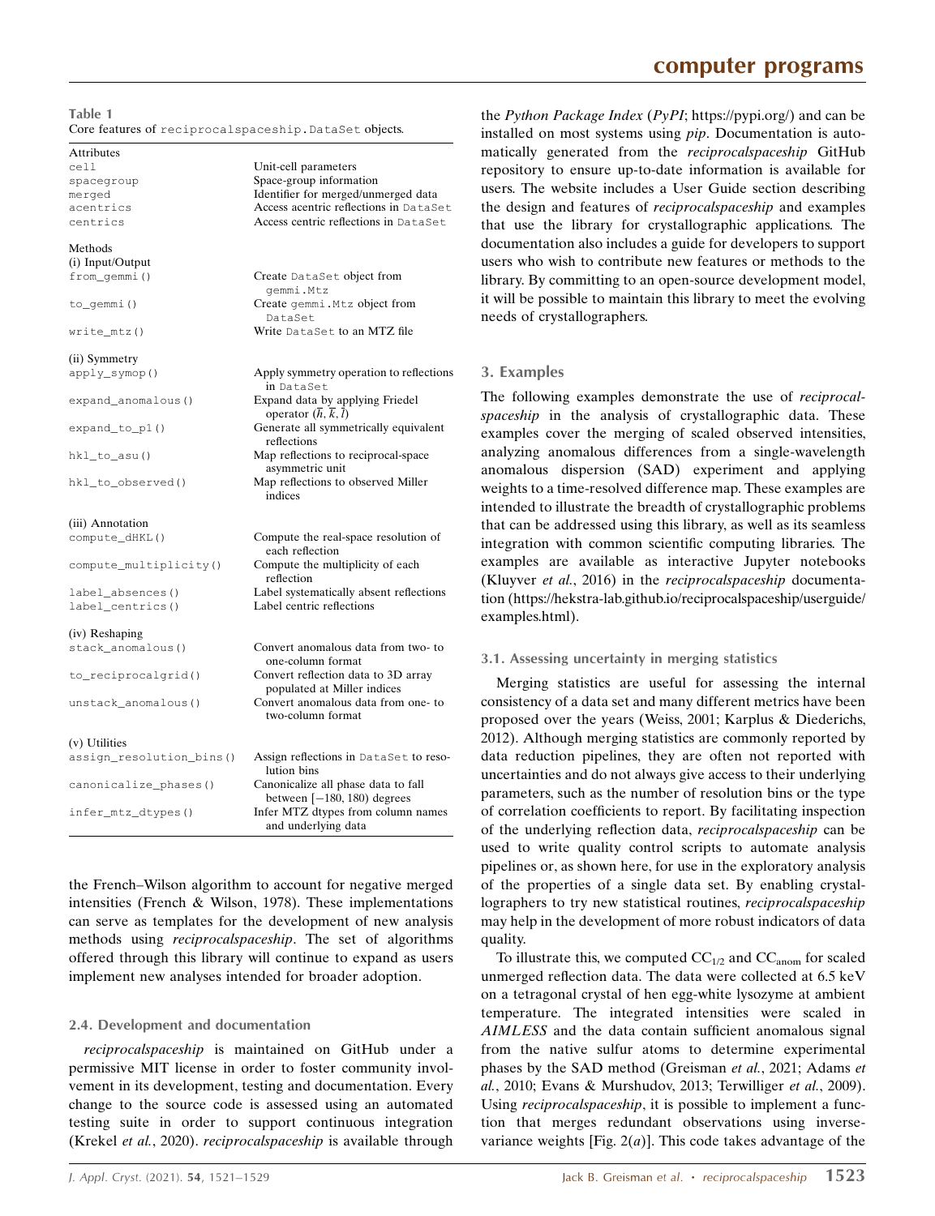**Table 1**
Core features of `reciprocalspaceship.DataSet` objects.

| | |
|---|---|
| Attributes | |
| `cell` | Unit-cell parameters |
| `spacegroup` | Space-group information |
| `merged` | Identifier for merged/unmerged data |
| `acentrics` | Access acentric reflections in `DataSet` |
| `centrics` | Access centric reflections in `DataSet` |
| Methods | |
| (i) Input/Output | |
| `from_gemmi()` | Create `DataSet` object from `gemmi.Mtz` |
| `to_gemmi()` | Create `gemmi.Mtz` object from `DataSet` |
| `write_mtz()` | Write `DataSet` to an MTZ file |
| (ii) Symmetry | |
| `apply_symop()` | Apply symmetry operation to reflections in `DataSet` |
| `expand_anomalous()` | Expand data by applying Friedel operator $(\overline{h}, \overline{k}, \overline{l})$ |
| `expand_to_p1()` | Generate all symmetrically equivalent reflections |
| `hkl_to_asu()` | Map reflections to reciprocal-space asymmetric unit |
| `hkl_to_observed()` | Map reflections to observed Miller indices |
| (iii) Annotation | |
| `compute_dHKL()` | Compute the real-space resolution of each reflection |
| `compute_multiplicity()` | Compute the multiplicity of each reflection |
| `label_absences()` | Label systematically absent reflections |
| `label_centrics()` | Label centric reflections |
| (iv) Reshaping | |
| `stack_anomalous()` | Convert anomalous data from two- to one-column format |
| `to_reciprocalgrid()` | Convert reflection data to 3D array populated at Miller indices |
| `unstack_anomalous()` | Convert anomalous data from one- to two-column format |
| (v) Utilities | |
| `assign_resolution_bins()` | Assign reflections in `DataSet` to resolution bins |
| `canonicalize_phases()` | Canonicalize all phase data to fall between [−180, 180) degrees |
| `infer_mtz_dtypes()` | Infer MTZ dtypes from column names and underlying data |

the French–Wilson algorithm to account for negative merged intensities (French & Wilson, 1978). These implementations can serve as templates for the development of new analysis methods using *reciprocalspaceship*. The set of algorithms offered through this library will continue to expand as users implement new analyses intended for broader adoption.

### 2.4. Development and documentation

*reciprocalspaceship* is maintained on GitHub under a permissive MIT license in order to foster community involvement in its development, testing and documentation. Every change to the source code is assessed using an automated testing suite in order to support continuous integration (Krekel *et al.*, 2020). *reciprocalspaceship* is available through the *Python Package Index* (*PyPI*; https://pypi.org/) and can be installed on most systems using *pip*. Documentation is automatically generated from the *reciprocalspaceship* GitHub repository to ensure up-to-date information is available for users. The website includes a User Guide section describing the design and features of *reciprocalspaceship* and examples that use the library for crystallographic applications. The documentation also includes a guide for developers to support users who wish to contribute new features or methods to the library. By committing to an open-source development model, it will be possible to maintain this library to meet the evolving needs of crystallographers.

## 3. Examples

The following examples demonstrate the use of *reciprocalspaceship* in the analysis of crystallographic data. These examples cover the merging of scaled observed intensities, analyzing anomalous differences from a single-wavelength anomalous dispersion (SAD) experiment and applying weights to a time-resolved difference map. These examples are intended to illustrate the breadth of crystallographic problems that can be addressed using this library, as well as its seamless integration with common scientific computing libraries. The examples are available as interactive Jupyter notebooks (Kluyver *et al.*, 2016) in the *reciprocalspaceship* documentation (https://hekstra-lab.github.io/reciprocalspaceship/userguide/examples.html).

### 3.1. Assessing uncertainty in merging statistics

Merging statistics are useful for assessing the internal consistency of a data set and many different metrics have been proposed over the years (Weiss, 2001; Karplus & Diederichs, 2012). Although merging statistics are commonly reported by data reduction pipelines, they are often not reported with uncertainties and do not always give access to their underlying parameters, such as the number of resolution bins or the type of correlation coefficients to report. By facilitating inspection of the underlying reflection data, *reciprocalspaceship* can be used to write quality control scripts to automate analysis pipelines or, as shown here, for use in the exploratory analysis of the properties of a single data set. By enabling crystallographers to try new statistical routines, *reciprocalspaceship* may help in the development of more robust indicators of data quality.

To illustrate this, we computed $CC_{1/2}$ and $CC_{anom}$ for scaled unmerged reflection data. The data were collected at 6.5 keV on a tetragonal crystal of hen egg-white lysozyme at ambient temperature. The integrated intensities were scaled in *AIMLESS* and the data contain sufficient anomalous signal from the native sulfur atoms to determine experimental phases by the SAD method (Greisman *et al.*, 2021; Adams *et al.*, 2010; Evans & Murshudov, 2013; Terwilliger *et al.*, 2009). Using *reciprocalspaceship*, it is possible to implement a function that merges redundant observations using inverse-variance weights [Fig. 2(*a*)]. This code takes advantage of the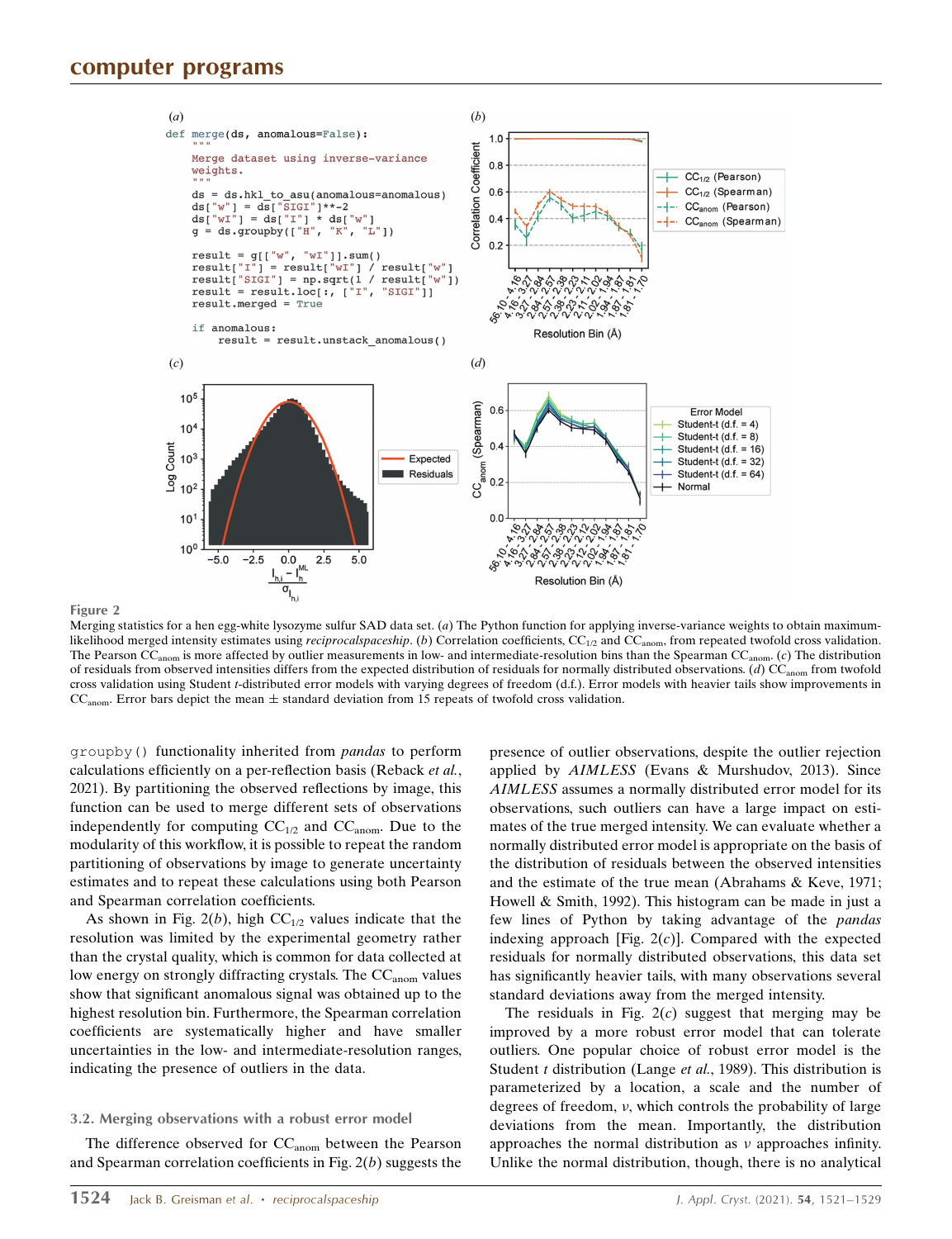```
def merge(ds, anomalous=False):
    """
    Merge dataset using inverse-variance
    weights.
    """
    ds = ds.hkl_to_asu(anomalous=anomalous)
    ds["w"] = ds["SIGI"]**-2
    ds["wI"] = ds["I"] * ds["w"]
    g = ds.groupby(["H", "K", "L"])

    result = g[["w", "wI"]].sum()
    result["I"] = result["wI"] / result["w"]
    result["SIGI"] = np.sqrt(1 / result["w"])
    result = result.loc[:, ["I", "SIGI"]]
    result.merged = True

    if anomalous:
        result = result.unstack_anomalous()
```

**Figure 2**
Merging statistics for a hen egg-white lysozyme sulfur SAD data set. (*a*) The Python function for applying inverse-variance weights to obtain maximum-likelihood merged intensity estimates using *reciprocalspaceship*. (*b*) Correlation coefficients, $CC_{1/2}$ and $CC_{anom}$, from repeated twofold cross validation. The Pearson $CC_{anom}$ is more affected by outlier measurements in low- and intermediate-resolution bins than the Spearman $CC_{anom}$. (*c*) The distribution of residuals from observed intensities differs from the expected distribution of residuals for normally distributed observations. (*d*) $CC_{anom}$ from twofold cross validation using Student *t*-distributed error models with varying degrees of freedom (d.f.). Error models with heavier tails show improvements in $CC_{anom}$. Error bars depict the mean ± standard deviation from 15 repeats of twofold cross validation.

`groupby()` functionality inherited from *pandas* to perform calculations efficiently on a per-reflection basis (Reback *et al.*, 2021). By partitioning the observed reflections by image, this function can be used to merge different sets of observations independently for computing $CC_{1/2}$ and $CC_{anom}$. Due to the modularity of this workflow, it is possible to repeat the random partitioning of observations by image to generate uncertainty estimates and to repeat these calculations using both Pearson and Spearman correlation coefficients.

As shown in Fig. 2(*b*), high $CC_{1/2}$ values indicate that the resolution was limited by the experimental geometry rather than the crystal quality, which is common for data collected at low energy on strongly diffracting crystals. The $CC_{anom}$ values show that significant anomalous signal was obtained up to the highest resolution bin. Furthermore, the Spearman correlation coefficients are systematically higher and have smaller uncertainties in the low- and intermediate-resolution ranges, indicating the presence of outliers in the data.

### 3.2. Merging observations with a robust error model

The difference observed for $CC_{anom}$ between the Pearson and Spearman correlation coefficients in Fig. 2(*b*) suggests the presence of outlier observations, despite the outlier rejection applied by *AIMLESS* (Evans & Murshudov, 2013). Since *AIMLESS* assumes a normally distributed error model for its observations, such outliers can have a large impact on estimates of the true merged intensity. We can evaluate whether a normally distributed error model is appropriate on the basis of the distribution of residuals between the observed intensities and the estimate of the true mean (Abrahams & Keve, 1971; Howell & Smith, 1992). This histogram can be made in just a few lines of Python by taking advantage of the *pandas* indexing approach [Fig. 2(*c*)]. Compared with the expected residuals for normally distributed observations, this data set has significantly heavier tails, with many observations several standard deviations away from the merged intensity.

The residuals in Fig. 2(*c*) suggest that merging may be improved by a more robust error model that can tolerate outliers. One popular choice of robust error model is the Student *t* distribution (Lange *et al.*, 1989). This distribution is parameterized by a location, a scale and the number of degrees of freedom, $\nu$, which controls the probability of large deviations from the mean. Importantly, the distribution approaches the normal distribution as $\nu$ approaches infinity. Unlike the normal distribution, though, there is no analytical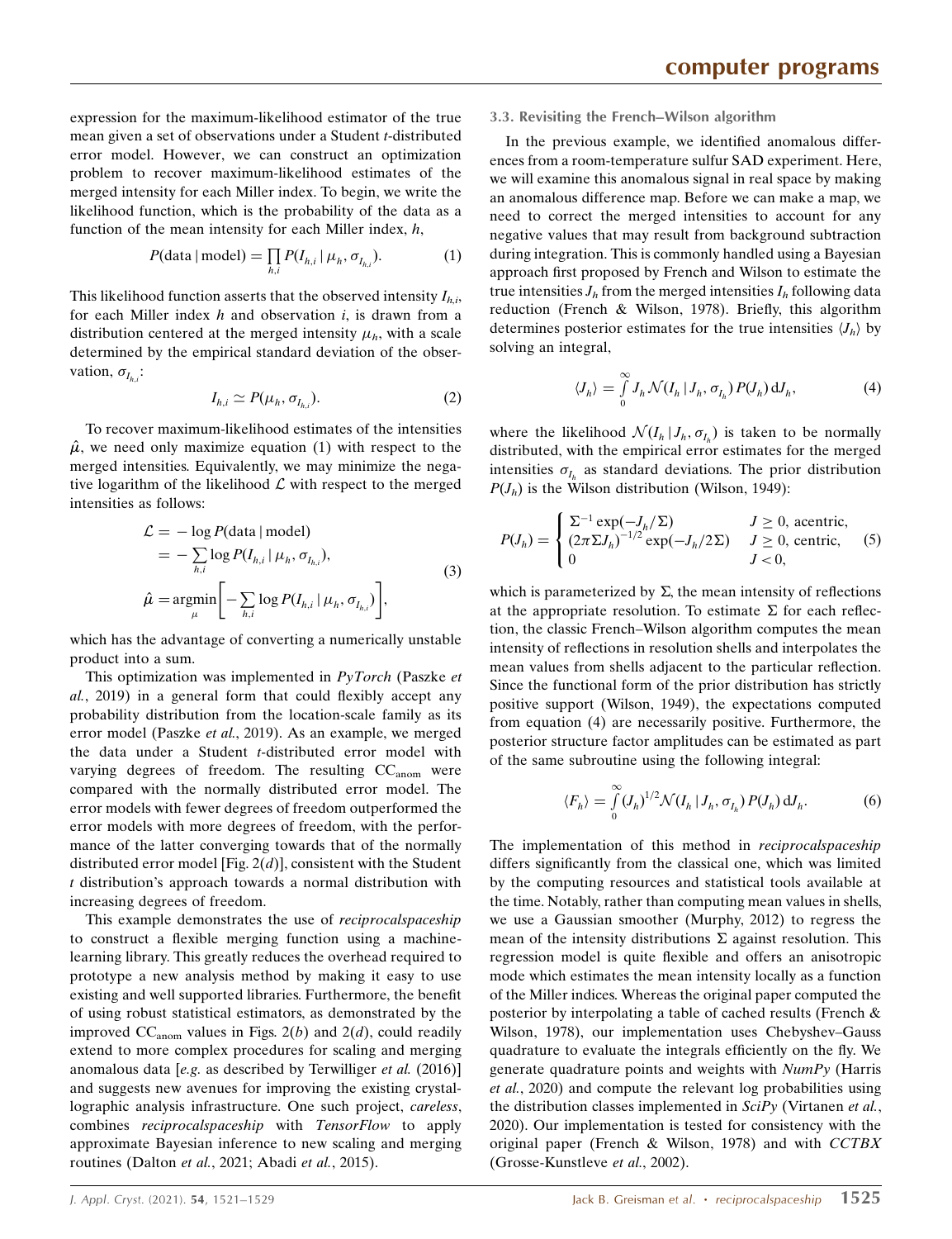expression for the maximum-likelihood estimator of the true mean given a set of observations under a Student *t*-distributed error model. However, we can construct an optimization problem to recover maximum-likelihood estimates of the merged intensity for each Miller index. To begin, we write the likelihood function, which is the probability of the data as a function of the mean intensity for each Miller index, *h*,

$$P(\text{data} \mid \text{model}) = \prod_{h,i} P(I_{h,i} \mid \mu_h, \sigma_{I_{h,i}}). \tag{1}$$

This likelihood function asserts that the observed intensity $I_{h,i}$, for each Miller index *h* and observation *i*, is drawn from a distribution centered at the merged intensity $\mu_h$, with a scale determined by the empirical standard deviation of the observation, $\sigma_{I_{h,i}}$:

$$I_{h,i} \simeq P(\mu_h, \sigma_{I_{h,i}}). \tag{2}$$

To recover maximum-likelihood estimates of the intensities $\hat{\mu}$, we need only maximize equation (1) with respect to the merged intensities. Equivalently, we may minimize the negative logarithm of the likelihood $\mathcal{L}$ with respect to the merged intensities as follows:

$$\begin{aligned}
\mathcal{L} &= -\log P(\text{data} \mid \text{model}) \\
&= -\sum_{h,i} \log P(I_{h,i} \mid \mu_h, \sigma_{I_{h,i}}), \\
\hat{\mu} &= \underset{\mu}{\operatorname{argmin}} \left[ -\sum_{h,i} \log P(I_{h,i} \mid \mu_h, \sigma_{I_{h,i}}) \right],
\end{aligned} \tag{3}$$

which has the advantage of converting a numerically unstable product into a sum.

This optimization was implemented in *PyTorch* (Paszke *et al.*, 2019) in a general form that could flexibly accept any probability distribution from the location-scale family as its error model (Paszke *et al.*, 2019). As an example, we merged the data under a Student *t*-distributed error model with varying degrees of freedom. The resulting $\text{CC}_{\text{anom}}$ were compared with the normally distributed error model. The error models with fewer degrees of freedom outperformed the error models with more degrees of freedom, with the performance of the latter converging towards that of the normally distributed error model [Fig. 2(*d*)], consistent with the Student *t* distribution's approach towards a normal distribution with increasing degrees of freedom.

This example demonstrates the use of *reciprocalspaceship* to construct a flexible merging function using a machine-learning library. This greatly reduces the overhead required to prototype a new analysis method by making it easy to use existing and well supported libraries. Furthermore, the benefit of using robust statistical estimators, as demonstrated by the improved $\text{CC}_{\text{anom}}$ values in Figs. 2(*b*) and 2(*d*), could readily extend to more complex procedures for scaling and merging anomalous data [*e.g.* as described by Terwilliger *et al.* (2016)] and suggests new avenues for improving the existing crystallographic analysis infrastructure. One such project, *careless*, combines *reciprocalspaceship* with *TensorFlow* to apply approximate Bayesian inference to new scaling and merging routines (Dalton *et al.*, 2021; Abadi *et al.*, 2015).

### 3.3. Revisiting the French–Wilson algorithm

In the previous example, we identified anomalous differences from a room-temperature sulfur SAD experiment. Here, we will examine this anomalous signal in real space by making an anomalous difference map. Before we can make a map, we need to correct the merged intensities to account for any negative values that may result from background subtraction during integration. This is commonly handled using a Bayesian approach first proposed by French and Wilson to estimate the true intensities $J_h$ from the merged intensities $I_h$ following data reduction (French & Wilson, 1978). Briefly, this algorithm determines posterior estimates for the true intensities $\langle J_h \rangle$ by solving an integral,

$$\langle J_h \rangle = \int_0^\infty J_h \, \mathcal{N}(I_h \mid J_h, \sigma_{I_h}) \, P(J_h) \, \mathrm{d}J_h, \tag{4}$$

where the likelihood $\mathcal{N}(I_h \mid J_h, \sigma_{I_h})$ is taken to be normally distributed, with the empirical error estimates for the merged intensities $\sigma_{I_h}$ as standard deviations. The prior distribution $P(J_h)$ is the Wilson distribution (Wilson, 1949):

$$P(J_h) = \begin{cases} \Sigma^{-1} \exp(-J_h/\Sigma) & J \geq 0, \text{ acentric}, \\ (2\pi\Sigma J_h)^{-1/2} \exp(-J_h/2\Sigma) & J \geq 0, \text{ centric}, \\ 0 & J < 0, \end{cases} \tag{5}$$

which is parameterized by $\Sigma$, the mean intensity of reflections at the appropriate resolution. To estimate $\Sigma$ for each reflection, the classic French–Wilson algorithm computes the mean intensity of reflections in resolution shells and interpolates the mean values from shells adjacent to the particular reflection. Since the functional form of the prior distribution has strictly positive support (Wilson, 1949), the expectations computed from equation (4) are necessarily positive. Furthermore, the posterior structure factor amplitudes can be estimated as part of the same subroutine using the following integral:

$$\langle F_h \rangle = \int_0^\infty (J_h)^{1/2} \mathcal{N}(I_h \mid J_h, \sigma_{I_h}) \, P(J_h) \, \mathrm{d}J_h. \tag{6}$$

The implementation of this method in *reciprocalspaceship* differs significantly from the classical one, which was limited by the computing resources and statistical tools available at the time. Notably, rather than computing mean values in shells, we use a Gaussian smoother (Murphy, 2012) to regress the mean of the intensity distributions $\Sigma$ against resolution. This regression model is quite flexible and offers an anisotropic mode which estimates the mean intensity locally as a function of the Miller indices. Whereas the original paper computed the posterior by interpolating a table of cached results (French & Wilson, 1978), our implementation uses Chebyshev–Gauss quadrature to evaluate the integrals efficiently on the fly. We generate quadrature points and weights with *NumPy* (Harris *et al.*, 2020) and compute the relevant log probabilities using the distribution classes implemented in *SciPy* (Virtanen *et al.*, 2020). Our implementation is tested for consistency with the original paper (French & Wilson, 1978) and with *CCTBX* (Grosse-Kunstleve *et al.*, 2002).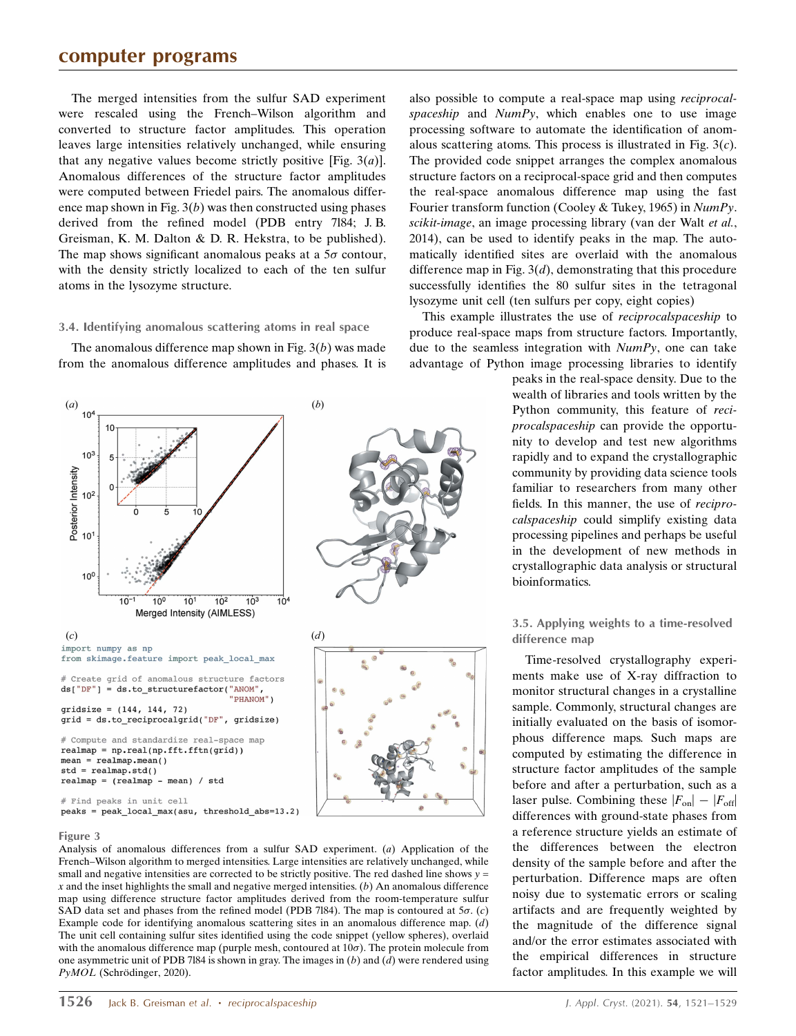The merged intensities from the sulfur SAD experiment were rescaled using the French–Wilson algorithm and converted to structure factor amplitudes. This operation leaves large intensities relatively unchanged, while ensuring that any negative values become strictly positive [Fig. 3(*a*)]. Anomalous differences of the structure factor amplitudes were computed between Friedel pairs. The anomalous difference map shown in Fig. 3(*b*) was then constructed using phases derived from the refined model (PDB entry 7l84; J. B. Greisman, K. M. Dalton & D. R. Hekstra, to be published). The map shows significant anomalous peaks at a 5σ contour, with the density strictly localized to each of the ten sulfur atoms in the lysozyme structure.

### 3.4. Identifying anomalous scattering atoms in real space

The anomalous difference map shown in Fig. 3(*b*) was made from the anomalous difference amplitudes and phases. It is also possible to compute a real-space map using *reciprocalspaceship* and *NumPy*, which enables one to use image processing software to automate the identification of anomalous scattering atoms. This process is illustrated in Fig. 3(*c*). The provided code snippet arranges the complex anomalous structure factors on a reciprocal-space grid and then computes the real-space anomalous difference map using the fast Fourier transform function (Cooley & Tukey, 1965) in *NumPy*. *scikit-image*, an image processing library (van der Walt *et al.*, 2014), can be used to identify peaks in the map. The automatically identified sites are overlaid with the anomalous difference map in Fig. 3(*d*), demonstrating that this procedure successfully identifies the 80 sulfur sites in the tetragonal lysozyme unit cell (ten sulfurs per copy, eight copies)

This example illustrates the use of *reciprocalspaceship* to produce real-space maps from structure factors. Importantly, due to the seamless integration with *NumPy*, one can take advantage of Python image processing libraries to identify peaks in the real-space density. Due to the wealth of libraries and tools written by the Python community, this feature of *reciprocalspaceship* can provide the opportunity to develop and test new algorithms rapidly and to expand the crystallographic community by providing data science tools familiar to researchers from many other fields. In this manner, the use of *reciprocalspaceship* could simplify existing data processing pipelines and perhaps be useful in the development of new methods in crystallographic data analysis or structural bioinformatics.

```
import numpy as np
from skimage.feature import peak_local_max

# Create grid of anomalous structure factors
ds["DF"] = ds.to_structurefactor("ANOM",
                                 "PHANOM")
gridsize = (144, 144, 72)
grid = ds.to_reciprocalgrid("DF", gridsize)

# Compute and standardize real-space map
realmap = np.real(np.fft.fftn(grid))
mean = realmap.mean()
std = realmap.std()
realmap = (realmap - mean) / std

# Find peaks in unit cell
peaks = peak_local_max(asu, threshold_abs=13.2)
```

Figure 3
Analysis of anomalous differences from a sulfur SAD experiment. (*a*) Application of the French–Wilson algorithm to merged intensities. Large intensities are relatively unchanged, while small and negative intensities are corrected to be strictly positive. The red dashed line shows $y = x$ and the inset highlights the small and negative merged intensities. (*b*) An anomalous difference map using difference structure factor amplitudes derived from the room-temperature sulfur SAD data set and phases from the refined model (PDB 7l84). The map is contoured at 5σ. (*c*) Example code for identifying anomalous scattering sites in an anomalous difference map. (*d*) The unit cell containing sulfur sites identified using the code snippet (yellow spheres), overlaid with the anomalous difference map (purple mesh, contoured at 10σ). The protein molecule from one asymmetric unit of PDB 7l84 is shown in gray. The images in (*b*) and (*d*) were rendered using *PyMOL* (Schrödinger, 2020).

### 3.5. Applying weights to a time-resolved difference map

Time-resolved crystallography experiments make use of X-ray diffraction to monitor structural changes in a crystalline sample. Commonly, structural changes are initially evaluated on the basis of isomorphous difference maps. Such maps are computed by estimating the difference in structure factor amplitudes of the sample before and after a perturbation, such as a laser pulse. Combining these $|F_{\rm on}| - |F_{\rm off}|$ differences with ground-state phases from a reference structure yields an estimate of the differences between the electron density of the sample before and after the perturbation. Difference maps are often noisy due to systematic errors or scaling artifacts and are frequently weighted by the magnitude of the difference signal and/or the error estimates associated with the empirical differences in structure factor amplitudes. In this example we will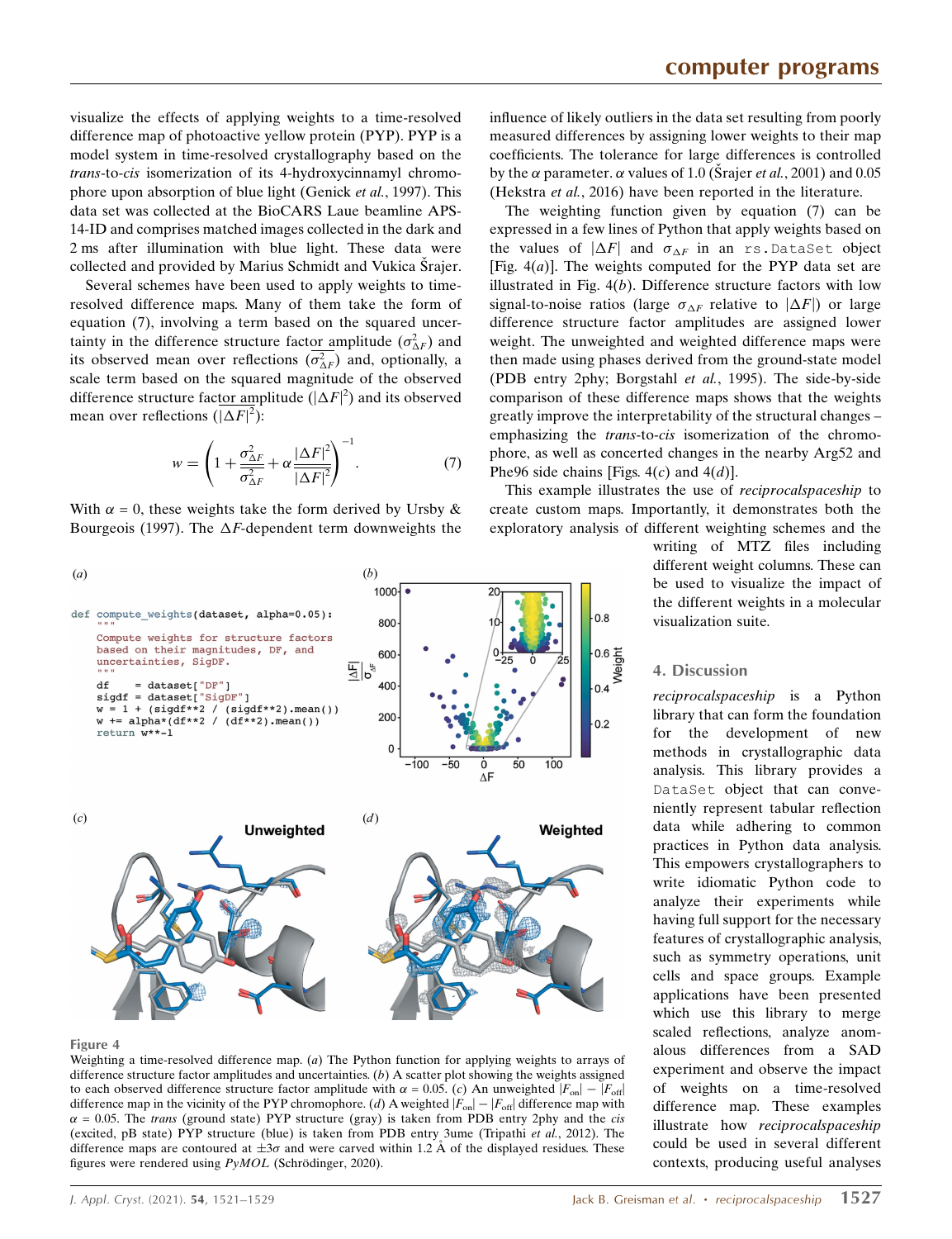visualize the effects of applying weights to a time-resolved difference map of photoactive yellow protein (PYP). PYP is a model system in time-resolved crystallography based on the *trans*-to-*cis* isomerization of its 4-hydroxycinnamyl chromophore upon absorption of blue light (Genick *et al.*, 1997). This data set was collected at the BioCARS Laue beamline APS-14-ID and comprises matched images collected in the dark and 2 ms after illumination with blue light. These data were collected and provided by Marius Schmidt and Vukica Šrajer.

Several schemes have been used to apply weights to time-resolved difference maps. Many of them take the form of equation (7), involving a term based on the squared uncertainty in the difference structure factor amplitude ($\sigma_{\Delta F}^2$) and its observed mean over reflections ($\overline{\sigma_{\Delta F}^2}$) and, optionally, a scale term based on the squared magnitude of the observed difference structure factor amplitude ($|\Delta F|^2$) and its observed mean over reflections ($\overline{|\Delta F|^2}$):

$$w = \left(1 + \frac{\sigma_{\Delta F}^2}{\overline{\sigma_{\Delta F}^2}} + \alpha \frac{|\Delta F|^2}{\overline{|\Delta F|^2}}\right)^{-1}. \qquad (7)$$

With $\alpha = 0$, these weights take the form derived by Ursby & Bourgeois (1997). The $\Delta F$-dependent term downweights the influence of likely outliers in the data set resulting from poorly measured differences by assigning lower weights to their map coefficients. The tolerance for large differences is controlled by the $\alpha$ parameter. $\alpha$ values of 1.0 (Šrajer *et al.*, 2001) and 0.05 (Hekstra *et al.*, 2016) have been reported in the literature.

The weighting function given by equation (7) can be expressed in a few lines of Python that apply weights based on the values of $|\Delta F|$ and $\sigma_{\Delta F}$ in an `rs.DataSet` object [Fig. 4(*a*)]. The weights computed for the PYP data set are illustrated in Fig. 4(*b*). Difference structure factors with low signal-to-noise ratios (large $\sigma_{\Delta F}$ relative to $|\Delta F|$) or large difference structure factor amplitudes are assigned lower weight. The unweighted and weighted difference maps were then made using phases derived from the ground-state model (PDB entry 2phy; Borgstahl *et al.*, 1995). The side-by-side comparison of these difference maps shows that the weights greatly improve the interpretability of the structural changes – emphasizing the *trans*-to-*cis* isomerization of the chromophore, as well as concerted changes in the nearby Arg52 and Phe96 side chains [Figs. 4(*c*) and 4(*d*)].

This example illustrates the use of *reciprocalspaceship* to create custom maps. Importantly, it demonstrates both the exploratory analysis of different weighting schemes and the writing of MTZ files including different weight columns. These can be used to visualize the impact of the different weights in a molecular visualization suite.

```
def compute_weights(dataset, alpha=0.05):
    """
    Compute weights for structure factors
    based on their magnitudes, DF, and
    uncertainties, SigDF.
    """
    df    = dataset["DF"]
    sigdf = dataset["SigDF"]
    w = 1 + (sigdf**2 / (sigdf**2).mean())
    w += alpha*(df**2 / (df**2).mean())
    return w**-1
```

Figure 4
Weighting a time-resolved difference map. (*a*) The Python function for applying weights to arrays of difference structure factor amplitudes and uncertainties. (*b*) A scatter plot showing the weights assigned to each observed difference structure factor amplitude with $\alpha = 0.05$. (*c*) An unweighted $|F_{\rm on}| - |F_{\rm off}|$ difference map in the vicinity of the PYP chromophore. (*d*) A weighted $|F_{\rm on}| - |F_{\rm off}|$ difference map with $\alpha = 0.05$. The *trans* (ground state) PYP structure (gray) is taken from PDB entry 2phy and the *cis* (excited, pB state) PYP structure (blue) is taken from PDB entry 3ume (Tripathi *et al.*, 2012). The difference maps are contoured at $\pm 3\sigma$ and were carved within 1.2 Å of the displayed residues. These figures were rendered using *PyMOL* (Schrödinger, 2020).

## 4. Discussion

*reciprocalspaceship* is a Python library that can form the foundation for the development of new methods in crystallographic data analysis. This library provides a `DataSet` object that can conveniently represent tabular reflection data while adhering to common practices in Python data analysis. This empowers crystallographers to write idiomatic Python code to analyze their experiments while having full support for the necessary features of crystallographic analysis, such as symmetry operations, unit cells and space groups. Example applications have been presented which use this library to merge scaled reflections, analyze anomalous differences from a SAD experiment and observe the impact of weights on a time-resolved difference map. These examples illustrate how *reciprocalspaceship* could be used in several different contexts, producing useful analyses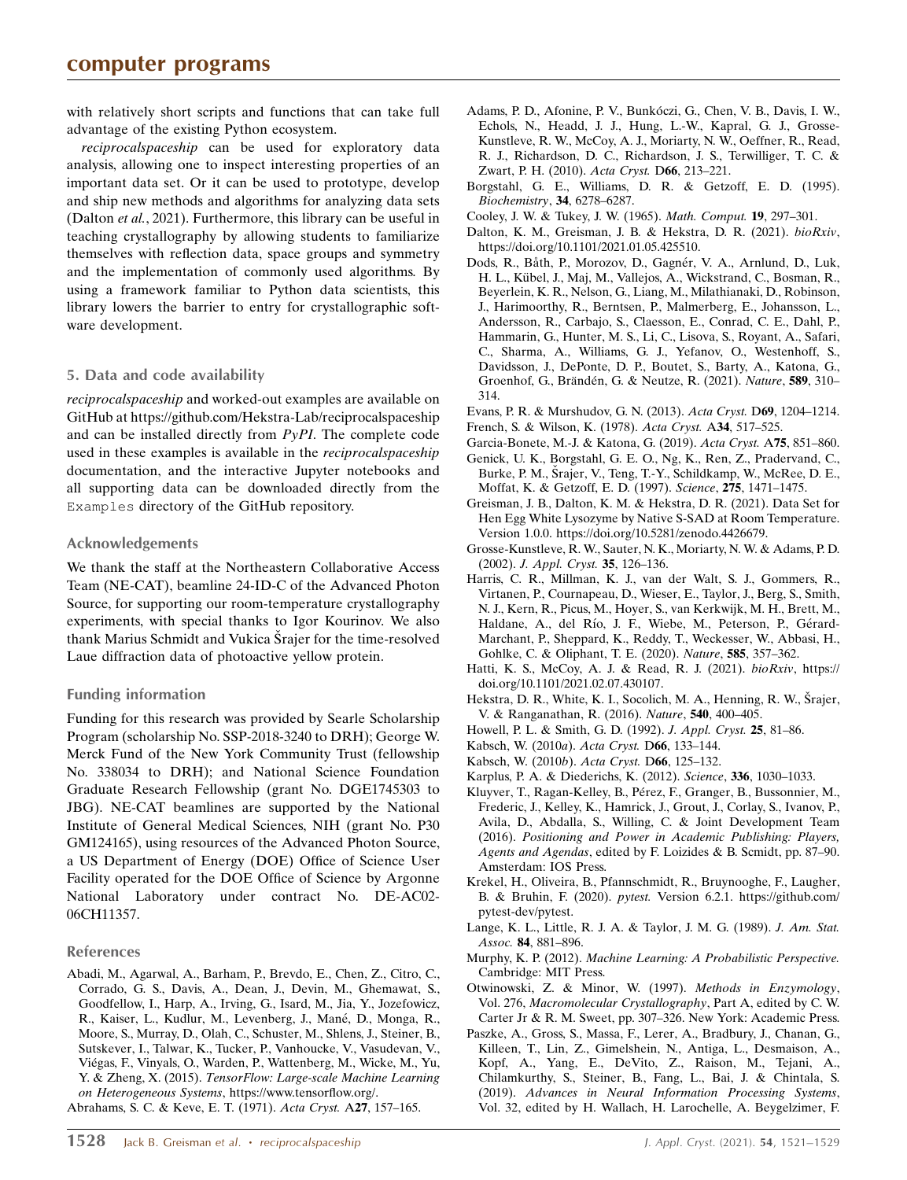with relatively short scripts and functions that can take full advantage of the existing Python ecosystem.

*reciprocalspaceship* can be used for exploratory data analysis, allowing one to inspect interesting properties of an important data set. Or it can be used to prototype, develop and ship new methods and algorithms for analyzing data sets (Dalton *et al.*, 2021). Furthermore, this library can be useful in teaching crystallography by allowing students to familiarize themselves with reflection data, space groups and symmetry and the implementation of commonly used algorithms. By using a framework familiar to Python data scientists, this library lowers the barrier to entry for crystallographic software development.

## 5. Data and code availability

*reciprocalspaceship* and worked-out examples are available on GitHub at https://github.com/Hekstra-Lab/reciprocalspaceship and can be installed directly from *PyPI*. The complete code used in these examples is available in the *reciprocalspaceship* documentation, and the interactive Jupyter notebooks and all supporting data can be downloaded directly from the `Examples` directory of the GitHub repository.

### Acknowledgements

We thank the staff at the Northeastern Collaborative Access Team (NE-CAT), beamline 24-ID-C of the Advanced Photon Source, for supporting our room-temperature crystallography experiments, with special thanks to Igor Kourinov. We also thank Marius Schmidt and Vukica Šrajer for the time-resolved Laue diffraction data of photoactive yellow protein.

### Funding information

Funding for this research was provided by Searle Scholarship Program (scholarship No. SSP-2018-3240 to DRH); George W. Merck Fund of the New York Community Trust (fellowship No. 338034 to DRH); and National Science Foundation Graduate Research Fellowship (grant No. DGE1745303 to JBG). NE-CAT beamlines are supported by the National Institute of General Medical Sciences, NIH (grant No. P30 GM124165), using resources of the Advanced Photon Source, a US Department of Energy (DOE) Office of Science User Facility operated for the DOE Office of Science by Argonne National Laboratory under contract No. DE-AC02-06CH11357.

### References

Abadi, M., Agarwal, A., Barham, P., Brevdo, E., Chen, Z., Citro, C., Corrado, G. S., Davis, A., Dean, J., Devin, M., Ghemawat, S., Goodfellow, I., Harp, A., Irving, G., Isard, M., Jia, Y., Jozefowicz, R., Kaiser, L., Kudlur, M., Levenberg, J., Mané, D., Monga, R., Moore, S., Murray, D., Olah, C., Schuster, M., Shlens, J., Steiner, B., Sutskever, I., Talwar, K., Tucker, P., Vanhoucke, V., Vasudevan, V., Viégas, F., Vinyals, O., Warden, P., Wattenberg, M., Wicke, M., Yu, Y. & Zheng, X. (2015). *TensorFlow: Large-scale Machine Learning on Heterogeneous Systems*, https://www.tensorflow.org/.

Abrahams, S. C. & Keve, E. T. (1971). *Acta Cryst.* A**27**, 157–165.

Adams, P. D., Afonine, P. V., Bunkóczi, G., Chen, V. B., Davis, I. W., Echols, N., Headd, J. J., Hung, L.-W., Kapral, G. J., Grosse-Kunstleve, R. W., McCoy, A. J., Moriarty, N. W., Oeffner, R., Read, R. J., Richardson, D. C., Richardson, J. S., Terwilliger, T. C. & Zwart, P. H. (2010). *Acta Cryst.* D**66**, 213–221.

Borgstahl, G. E., Williams, D. R. & Getzoff, E. D. (1995). *Biochemistry*, **34**, 6278–6287.

Cooley, J. W. & Tukey, J. W. (1965). *Math. Comput.* **19**, 297–301.

Dalton, K. M., Greisman, J. B. & Hekstra, D. R. (2021). *bioRxiv*, https://doi.org/10.1101/2021.01.05.425510.

Dods, R., Båth, P., Morozov, D., Gagnér, V. A., Arnlund, D., Luk, H. L., Kübel, J., Maj, M., Vallejos, A., Wickstrand, C., Bosman, R., Beyerlein, K. R., Nelson, G., Liang, M., Milathianaki, D., Robinson, J., Harimoorthy, R., Berntsen, P., Malmerberg, E., Johansson, L., Andersson, R., Carbajo, S., Claesson, E., Conrad, C. E., Dahl, P., Hammarin, G., Hunter, M. S., Li, C., Lisova, S., Royant, A., Safari, C., Sharma, A., Williams, G. J., Yefanov, O., Westenhoff, S., Davidsson, J., DePonte, D. P., Boutet, S., Barty, A., Katona, G., Groenhof, G., Brändén, G. & Neutze, R. (2021). *Nature*, **589**, 310–314.

Evans, P. R. & Murshudov, G. N. (2013). *Acta Cryst.* D**69**, 1204–1214.

French, S. & Wilson, K. (1978). *Acta Cryst.* A**34**, 517–525.

Garcia-Bonete, M.-J. & Katona, G. (2019). *Acta Cryst.* A**75**, 851–860.

Genick, U. K., Borgstahl, G. E. O., Ng, K., Ren, Z., Pradervand, C., Burke, P. M., Šrajer, V., Teng, T.-Y., Schildkamp, W., McRee, D. E., Moffat, K. & Getzoff, E. D. (1997). *Science*, **275**, 1471–1475.

Greisman, J. B., Dalton, K. M. & Hekstra, D. R. (2021). Data Set for Hen Egg White Lysozyme by Native S-SAD at Room Temperature. Version 1.0.0. https://doi.org/10.5281/zenodo.4426679.

Grosse-Kunstleve, R. W., Sauter, N. K., Moriarty, N. W. & Adams, P. D. (2002). *J. Appl. Cryst.* **35**, 126–136.

Harris, C. R., Millman, K. J., van der Walt, S. J., Gommers, R., Virtanen, P., Cournapeau, D., Wieser, E., Taylor, J., Berg, S., Smith, N. J., Kern, R., Picus, M., Hoyer, S., van Kerkwijk, M. H., Brett, M., Haldane, A., del Río, J. F., Wiebe, M., Peterson, P., Gérard-Marchant, P., Sheppard, K., Reddy, T., Weckesser, W., Abbasi, H., Gohlke, C. & Oliphant, T. E. (2020). *Nature*, **585**, 357–362.

Hatti, K. S., McCoy, A. J. & Read, R. J. (2021). *bioRxiv*, https://doi.org/10.1101/2021.02.07.430107.

Hekstra, D. R., White, K. I., Socolich, M. A., Henning, R. W., Šrajer, V. & Ranganathan, R. (2016). *Nature*, **540**, 400–405.

Howell, P. L. & Smith, G. D. (1992). *J. Appl. Cryst.* **25**, 81–86.

Kabsch, W. (2010*a*). *Acta Cryst.* D**66**, 133–144.

Kabsch, W. (2010*b*). *Acta Cryst.* D**66**, 125–132.

Karplus, P. A. & Diederichs, K. (2012). *Science*, **336**, 1030–1033.

Kluyver, T., Ragan-Kelley, B., Pérez, F., Granger, B., Bussonnier, M., Frederic, J., Kelley, K., Hamrick, J., Grout, J., Corlay, S., Ivanov, P., Avila, D., Abdalla, S., Willing, C. & Joint Development Team (2016). *Positioning and Power in Academic Publishing: Players, Agents and Agendas*, edited by F. Loizides & B. Scmidt, pp. 87–90. Amsterdam: IOS Press.

Krekel, H., Oliveira, B., Pfannschmidt, R., Bruynooghe, F., Laugher, B. & Bruhin, F. (2020). *pytest.* Version 6.2.1. https://github.com/pytest-dev/pytest.

Lange, K. L., Little, R. J. A. & Taylor, J. M. G. (1989). *J. Am. Stat. Assoc.* **84**, 881–896.

Murphy, K. P. (2012). *Machine Learning: A Probabilistic Perspective.* Cambridge: MIT Press.

Otwinowski, Z. & Minor, W. (1997). *Methods in Enzymology*, Vol. 276, *Macromolecular Crystallography*, Part A, edited by C. W. Carter Jr & R. M. Sweet, pp. 307–326. New York: Academic Press.

Paszke, A., Gross, S., Massa, F., Lerer, A., Bradbury, J., Chanan, G., Killeen, T., Lin, Z., Gimelshein, N., Antiga, L., Desmaison, A., Kopf, A., Yang, E., DeVito, Z., Raison, M., Tejani, A., Chilamkurthy, S., Steiner, B., Fang, L., Bai, J. & Chintala, S. (2019). *Advances in Neural Information Processing Systems*, Vol. 32, edited by H. Wallach, H. Larochelle, A. Beygelzimer, F.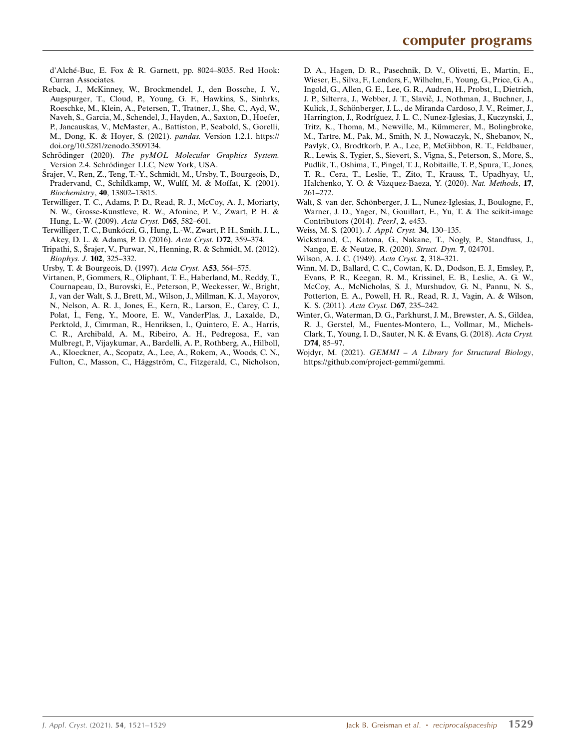d'Alché-Buc, E. Fox & R. Garnett, pp. 8024–8035. Red Hook: Curran Associates.

Reback, J., McKinney, W., Brockmendel, J., den Bossche, J. V., Augspurger, T., Cloud, P., Young, G. F., Hawkins, S., Sinhrks, Roeschke, M., Klein, A., Petersen, T., Tratner, J., She, C., Ayd, W., Naveh, S., Garcia, M., Schendel, J., Hayden, A., Saxton, D., Hoefer, P., Jancauskas, V., McMaster, A., Battiston, P., Seabold, S., Gorelli, M., Dong, K. & Hoyer, S. (2021). *pandas.* Version 1.2.1. https://doi.org/10.5281/zenodo.3509134.

Schrödinger (2020). *The pyMOL Molecular Graphics System.* Version 2.4. Schrödinger LLC, New York, USA.

Šrajer, V., Ren, Z., Teng, T.-Y., Schmidt, M., Ursby, T., Bourgeois, D., Pradervand, C., Schildkamp, W., Wulff, M. & Moffat, K. (2001). *Biochemistry*, **40**, 13802–13815.

Terwilliger, T. C., Adams, P. D., Read, R. J., McCoy, A. J., Moriarty, N. W., Grosse-Kunstleve, R. W., Afonine, P. V., Zwart, P. H. & Hung, L.-W. (2009). *Acta Cryst.* D**65**, 582–601.

Terwilliger, T. C., Bunkóczi, G., Hung, L.-W., Zwart, P. H., Smith, J. L., Akey, D. L. & Adams, P. D. (2016). *Acta Cryst.* D**72**, 359–374.

Tripathi, S., Šrajer, V., Purwar, N., Henning, R. & Schmidt, M. (2012). *Biophys. J.* **102**, 325–332.

Ursby, T. & Bourgeois, D. (1997). *Acta Cryst.* A**53**, 564–575.

Virtanen, P., Gommers, R., Oliphant, T. E., Haberland, M., Reddy, T., Cournapeau, D., Burovski, E., Peterson, P., Weckesser, W., Bright, J., van der Walt, S. J., Brett, M., Wilson, J., Millman, K. J., Mayorov, N., Nelson, A. R. J., Jones, E., Kern, R., Larson, E., Carey, C. J., Polat, İ., Feng, Y., Moore, E. W., VanderPlas, J., Laxalde, D., Perktold, J., Cimrman, R., Henriksen, I., Quintero, E. A., Harris, C. R., Archibald, A. M., Ribeiro, A. H., Pedregosa, F., van Mulbregt, P., Vijaykumar, A., Bardelli, A. P., Rothberg, A., Hilboll, A., Kloeckner, A., Scopatz, A., Lee, A., Rokem, A., Woods, C. N., Fulton, C., Masson, C., Häggström, C., Fitzgerald, C., Nicholson, D. A., Hagen, D. R., Pasechnik, D. V., Olivetti, E., Martin, E., Wieser, E., Silva, F., Lenders, F., Wilhelm, F., Young, G., Price, G. A., Ingold, G., Allen, G. E., Lee, G. R., Audren, H., Probst, I., Dietrich, J. P., Silterra, J., Webber, J. T., Slavič, J., Nothman, J., Buchner, J., Kulick, J., Schönberger, J. L., de Miranda Cardoso, J. V., Reimer, J., Harrington, J., Rodríguez, J. L. C., Nunez-Iglesias, J., Kuczynski, J., Tritz, K., Thoma, M., Newville, M., Kümmerer, M., Bolingbroke, M., Tartre, M., Pak, M., Smith, N. J., Nowaczyk, N., Shebanov, N., Pavlyk, O., Brodtkorb, P. A., Lee, P., McGibbon, R. T., Feldbauer, R., Lewis, S., Tygier, S., Sievert, S., Vigna, S., Peterson, S., More, S., Pudlik, T., Oshima, T., Pingel, T. J., Robitaille, T. P., Spura, T., Jones, T. R., Cera, T., Leslie, T., Zito, T., Krauss, T., Upadhyay, U., Halchenko, Y. O. & Vázquez-Baeza, Y. (2020). *Nat. Methods*, **17**, 261–272.

Walt, S. van der, Schönberger, J. L., Nunez-Iglesias, J., Boulogne, F., Warner, J. D., Yager, N., Gouillart, E., Yu, T. & The scikit-image Contributors (2014). *PeerJ*, **2**, e453.

Weiss, M. S. (2001). *J. Appl. Cryst.* **34**, 130–135.

Wickstrand, C., Katona, G., Nakane, T., Nogly, P., Standfuss, J., Nango, E. & Neutze, R. (2020). *Struct. Dyn.* **7**, 024701.

Wilson, A. J. C. (1949). *Acta Cryst.* **2**, 318–321.

Winn, M. D., Ballard, C. C., Cowtan, K. D., Dodson, E. J., Emsley, P., Evans, P. R., Keegan, R. M., Krissinel, E. B., Leslie, A. G. W., McCoy, A., McNicholas, S. J., Murshudov, G. N., Pannu, N. S., Potterton, E. A., Powell, H. R., Read, R. J., Vagin, A. & Wilson, K. S. (2011). *Acta Cryst.* D**67**, 235–242.

Winter, G., Waterman, D. G., Parkhurst, J. M., Brewster, A. S., Gildea, R. J., Gerstel, M., Fuentes-Montero, L., Vollmar, M., Michels-Clark, T., Young, I. D., Sauter, N. K. & Evans, G. (2018). *Acta Cryst.* D**74**, 85–97.

Wojdyr, M. (2021). *GEMMI – A Library for Structural Biology*, https://github.com/project-gemmi/gemmi.